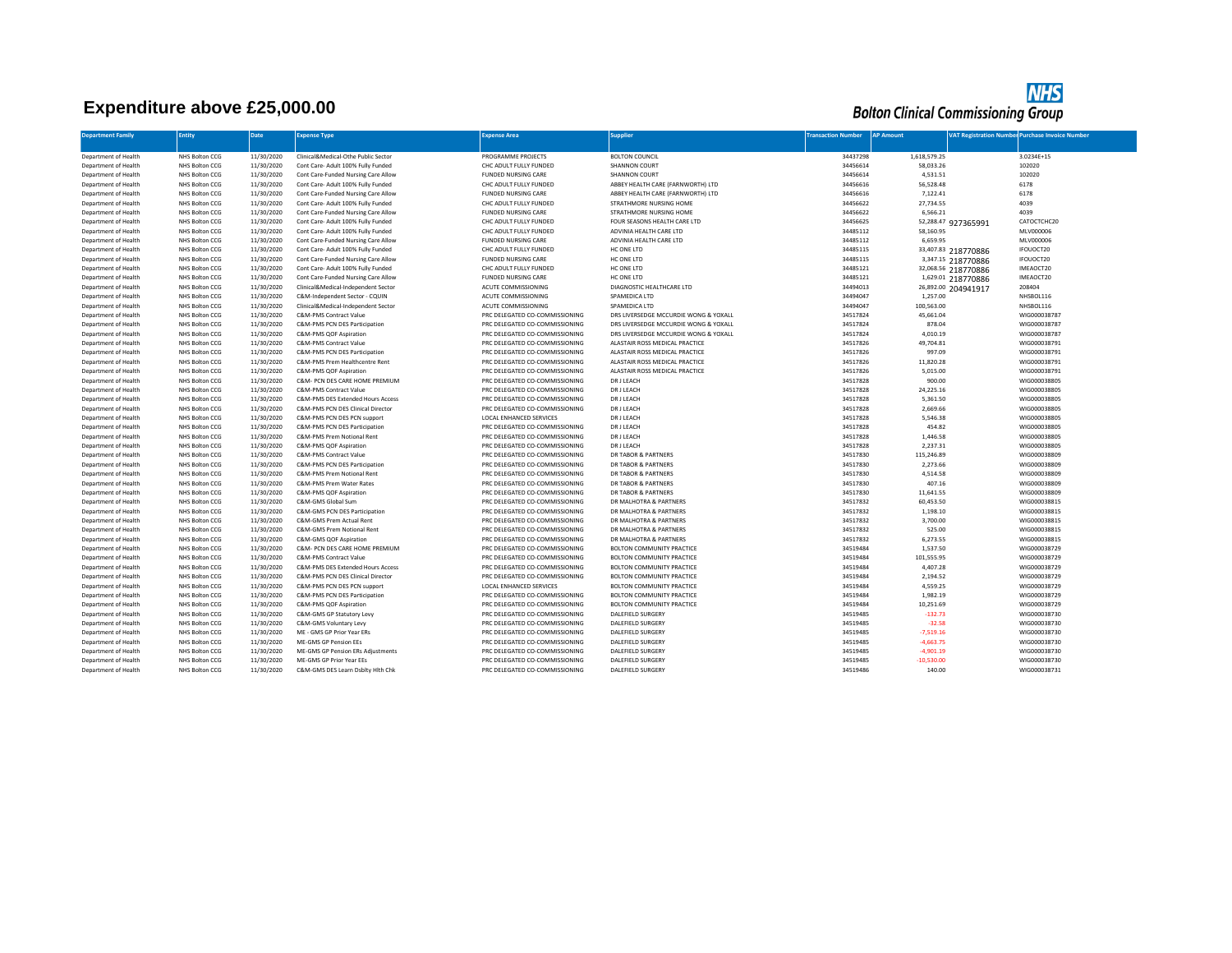# Expenditure above £25,000.00

**NHS Bolton Clinical Commissioning Group**

| Department Family | Entity | Date | Expense Type | Expense Area | Supplier | Transaction Number | AP Amount | VAT Registration Number | Purchase Invoice Number |
|---|---|---|---|---|---|---|---|---|---|
| Department of Health | NHS Bolton CCG | 11/30/2020 | Clinical&Medical-Othe Public Sector | PROGRAMME PROJECTS | BOLTON COUNCIL | 34437298 | 1,618,579.25 | | 3.0234E+15 |
| Department of Health | NHS Bolton CCG | 11/30/2020 | Cont Care- Adult 100% Fully Funded | CHC ADULT FULLY FUNDED | SHANNON COURT | 34456614 | 58,033.26 | | 102020 |
| Department of Health | NHS Bolton CCG | 11/30/2020 | Cont Care-Funded Nursing Care Allow | FUNDED NURSING CARE | SHANNON COURT | 34456614 | 4,531.51 | | 102020 |
| Department of Health | NHS Bolton CCG | 11/30/2020 | Cont Care- Adult 100% Fully Funded | CHC ADULT FULLY FUNDED | ABBEY HEALTH CARE (FARNWORTH) LTD | 34456616 | 56,528.48 | | 6178 |
| Department of Health | NHS Bolton CCG | 11/30/2020 | Cont Care-Funded Nursing Care Allow | FUNDED NURSING CARE | ABBEY HEALTH CARE (FARNWORTH) LTD | 34456616 | 7,122.41 | | 6178 |
| Department of Health | NHS Bolton CCG | 11/30/2020 | Cont Care- Adult 100% Fully Funded | CHC ADULT FULLY FUNDED | STRATHMORE NURSING HOME | 34456622 | 27,734.55 | | 4039 |
| Department of Health | NHS Bolton CCG | 11/30/2020 | Cont Care-Funded Nursing Care Allow | FUNDED NURSING CARE | STRATHMORE NURSING HOME | 34456622 | 6,566.21 | | 4039 |
| Department of Health | NHS Bolton CCG | 11/30/2020 | Cont Care- Adult 100% Fully Funded | CHC ADULT FULLY FUNDED | FOUR SEASONS HEALTH CARE LTD | 34456625 | 52,288.47 | 927365991 | CATOCTCHC20 |
| Department of Health | NHS Bolton CCG | 11/30/2020 | Cont Care- Adult 100% Fully Funded | CHC ADULT FULLY FUNDED | ADVINIA HEALTH CARE LTD | 34485112 | 58,160.95 | | MLV000006 |
| Department of Health | NHS Bolton CCG | 11/30/2020 | Cont Care-Funded Nursing Care Allow | FUNDED NURSING CARE | ADVINIA HEALTH CARE LTD | 34485112 | 6,659.95 | | MLV000006 |
| Department of Health | NHS Bolton CCG | 11/30/2020 | Cont Care- Adult 100% Fully Funded | CHC ADULT FULLY FUNDED | HC ONE LTD | 34485115 | 33,407.83 | 218770886 | IFOUOCT20 |
| Department of Health | NHS Bolton CCG | 11/30/2020 | Cont Care-Funded Nursing Care Allow | FUNDED NURSING CARE | HC ONE LTD | 34485115 | 3,347.15 | 218770886 | IFOUOCT20 |
| Department of Health | NHS Bolton CCG | 11/30/2020 | Cont Care- Adult 100% Fully Funded | CHC ADULT FULLY FUNDED | HC ONE LTD | 34485121 | 32,068.56 | 218770886 | IMEAOCT20 |
| Department of Health | NHS Bolton CCG | 11/30/2020 | Cont Care-Funded Nursing Care Allow | FUNDED NURSING CARE | HC ONE LTD | 34485121 | 1,629.01 | 218770886 | IMEAOCT20 |
| Department of Health | NHS Bolton CCG | 11/30/2020 | Clinical&Medical-Independent Sector | ACUTE COMMISSIONING | DIAGNOSTIC HEALTHCARE LTD | 34494013 | 26,892.00 | 204941917 | 208404 |
| Department of Health | NHS Bolton CCG | 11/30/2020 | C&M-Independent Sector - CQUIN | ACUTE COMMISSIONING | SPAMEDICA LTD | 34494047 | 1,257.00 | | NHSBOL116 |
| Department of Health | NHS Bolton CCG | 11/30/2020 | Clinical&Medical-Independent Sector | ACUTE COMMISSIONING | SPAMEDICA LTD | 34494047 | 100,563.00 | | NHSBOL116 |
| Department of Health | NHS Bolton CCG | 11/30/2020 | C&M-PMS Contract Value | PRC DELEGATED CO-COMMISSIONING | DRS LIVERSEDGE MCCURDIE WONG & YOXALL | 34517824 | 45,661.04 | | WIG000038787 |
| Department of Health | NHS Bolton CCG | 11/30/2020 | C&M-PMS PCN DES Participation | PRC DELEGATED CO-COMMISSIONING | DRS LIVERSEDGE MCCURDIE WONG & YOXALL | 34517824 | 878.04 | | WIG000038787 |
| Department of Health | NHS Bolton CCG | 11/30/2020 | C&M-PMS QOF Aspiration | PRC DELEGATED CO-COMMISSIONING | DRS LIVERSEDGE MCCURDIE WONG & YOXALL | 34517824 | 4,010.19 | | WIG000038787 |
| Department of Health | NHS Bolton CCG | 11/30/2020 | C&M-PMS Contract Value | PRC DELEGATED CO-COMMISSIONING | ALASTAIR ROSS MEDICAL PRACTICE | 34517826 | 49,704.81 | | WIG000038791 |
| Department of Health | NHS Bolton CCG | 11/30/2020 | C&M-PMS PCN DES Participation | PRC DELEGATED CO-COMMISSIONING | ALASTAIR ROSS MEDICAL PRACTICE | 34517826 | 997.09 | | WIG000038791 |
| Department of Health | NHS Bolton CCG | 11/30/2020 | C&M-PMS Prem Healthcentre Rent | PRC DELEGATED CO-COMMISSIONING | ALASTAIR ROSS MEDICAL PRACTICE | 34517826 | 11,820.28 | | WIG000038791 |
| Department of Health | NHS Bolton CCG | 11/30/2020 | C&M-PMS QOF Aspiration | PRC DELEGATED CO-COMMISSIONING | ALASTAIR ROSS MEDICAL PRACTICE | 34517826 | 5,015.00 | | WIG000038791 |
| Department of Health | NHS Bolton CCG | 11/30/2020 | C&M- PCN DES CARE HOME PREMIUM | PRC DELEGATED CO-COMMISSIONING | DR J LEACH | 34517828 | 900.00 | | WIG000038805 |
| Department of Health | NHS Bolton CCG | 11/30/2020 | C&M-PMS Contract Value | PRC DELEGATED CO-COMMISSIONING | DR J LEACH | 34517828 | 24,225.16 | | WIG000038805 |
| Department of Health | NHS Bolton CCG | 11/30/2020 | C&M-PMS DES Extended Hours Access | PRC DELEGATED CO-COMMISSIONING | DR J LEACH | 34517828 | 5,361.50 | | WIG000038805 |
| Department of Health | NHS Bolton CCG | 11/30/2020 | C&M-PMS PCN DES Clinical Director | PRC DELEGATED CO-COMMISSIONING | DR J LEACH | 34517828 | 2,669.66 | | WIG000038805 |
| Department of Health | NHS Bolton CCG | 11/30/2020 | C&M-PMS PCN DES PCN support | LOCAL ENHANCED SERVICES | DR J LEACH | 34517828 | 5,546.38 | | WIG000038805 |
| Department of Health | NHS Bolton CCG | 11/30/2020 | C&M-PMS PCN DES Participation | PRC DELEGATED CO-COMMISSIONING | DR J LEACH | 34517828 | 454.82 | | WIG000038805 |
| Department of Health | NHS Bolton CCG | 11/30/2020 | C&M-PMS Prem Notional Rent | PRC DELEGATED CO-COMMISSIONING | DR J LEACH | 34517828 | 1,446.58 | | WIG000038805 |
| Department of Health | NHS Bolton CCG | 11/30/2020 | C&M-PMS QOF Aspiration | PRC DELEGATED CO-COMMISSIONING | DR J LEACH | 34517828 | 2,237.31 | | WIG000038805 |
| Department of Health | NHS Bolton CCG | 11/30/2020 | C&M-PMS Contract Value | PRC DELEGATED CO-COMMISSIONING | DR TABOR & PARTNERS | 34517830 | 115,246.89 | | WIG000038809 |
| Department of Health | NHS Bolton CCG | 11/30/2020 | C&M-PMS PCN DES Participation | PRC DELEGATED CO-COMMISSIONING | DR TABOR & PARTNERS | 34517830 | 2,273.66 | | WIG000038809 |
| Department of Health | NHS Bolton CCG | 11/30/2020 | C&M-PMS Prem Notional Rent | PRC DELEGATED CO-COMMISSIONING | DR TABOR & PARTNERS | 34517830 | 4,514.58 | | WIG000038809 |
| Department of Health | NHS Bolton CCG | 11/30/2020 | C&M-PMS Prem Water Rates | PRC DELEGATED CO-COMMISSIONING | DR TABOR & PARTNERS | 34517830 | 407.16 | | WIG000038809 |
| Department of Health | NHS Bolton CCG | 11/30/2020 | C&M-PMS QOF Aspiration | PRC DELEGATED CO-COMMISSIONING | DR TABOR & PARTNERS | 34517830 | 11,641.55 | | WIG000038809 |
| Department of Health | NHS Bolton CCG | 11/30/2020 | C&M-GMS Global Sum | PRC DELEGATED CO-COMMISSIONING | DR MALHOTRA & PARTNERS | 34517832 | 60,453.50 | | WIG000038815 |
| Department of Health | NHS Bolton CCG | 11/30/2020 | C&M-GMS PCN DES Participation | PRC DELEGATED CO-COMMISSIONING | DR MALHOTRA & PARTNERS | 34517832 | 1,198.10 | | WIG000038815 |
| Department of Health | NHS Bolton CCG | 11/30/2020 | C&M-GMS Prem Actual Rent | PRC DELEGATED CO-COMMISSIONING | DR MALHOTRA & PARTNERS | 34517832 | 3,700.00 | | WIG000038815 |
| Department of Health | NHS Bolton CCG | 11/30/2020 | C&M-GMS Prem Notional Rent | PRC DELEGATED CO-COMMISSIONING | DR MALHOTRA & PARTNERS | 34517832 | 525.00 | | WIG000038815 |
| Department of Health | NHS Bolton CCG | 11/30/2020 | C&M-GMS QOF Aspiration | PRC DELEGATED CO-COMMISSIONING | DR MALHOTRA & PARTNERS | 34517832 | 6,273.55 | | WIG000038815 |
| Department of Health | NHS Bolton CCG | 11/30/2020 | C&M- PCN DES CARE HOME PREMIUM | PRC DELEGATED CO-COMMISSIONING | BOLTON COMMUNITY PRACTICE | 34519484 | 1,537.50 | | WIG000038729 |
| Department of Health | NHS Bolton CCG | 11/30/2020 | C&M-PMS Contract Value | PRC DELEGATED CO-COMMISSIONING | BOLTON COMMUNITY PRACTICE | 34519484 | 101,555.95 | | WIG000038729 |
| Department of Health | NHS Bolton CCG | 11/30/2020 | C&M-PMS DES Extended Hours Access | PRC DELEGATED CO-COMMISSIONING | BOLTON COMMUNITY PRACTICE | 34519484 | 4,407.28 | | WIG000038729 |
| Department of Health | NHS Bolton CCG | 11/30/2020 | C&M-PMS PCN DES Clinical Director | PRC DELEGATED CO-COMMISSIONING | BOLTON COMMUNITY PRACTICE | 34519484 | 2,194.52 | | WIG000038729 |
| Department of Health | NHS Bolton CCG | 11/30/2020 | C&M-PMS PCN DES PCN support | LOCAL ENHANCED SERVICES | BOLTON COMMUNITY PRACTICE | 34519484 | 4,559.25 | | WIG000038729 |
| Department of Health | NHS Bolton CCG | 11/30/2020 | C&M-PMS PCN DES Participation | PRC DELEGATED CO-COMMISSIONING | BOLTON COMMUNITY PRACTICE | 34519484 | 1,982.19 | | WIG000038729 |
| Department of Health | NHS Bolton CCG | 11/30/2020 | C&M-PMS QOF Aspiration | PRC DELEGATED CO-COMMISSIONING | BOLTON COMMUNITY PRACTICE | 34519484 | 10,251.69 | | WIG000038729 |
| Department of Health | NHS Bolton CCG | 11/30/2020 | C&M-GMS GP Statutory Levy | PRC DELEGATED CO-COMMISSIONING | DALEFIELD SURGERY | 34519485 | -132.73 | | WIG000038730 |
| Department of Health | NHS Bolton CCG | 11/30/2020 | C&M-GMS Voluntary Levy | PRC DELEGATED CO-COMMISSIONING | DALEFIELD SURGERY | 34519485 | -32.58 | | WIG000038730 |
| Department of Health | NHS Bolton CCG | 11/30/2020 | ME - GMS GP Prior Year ERs | PRC DELEGATED CO-COMMISSIONING | DALEFIELD SURGERY | 34519485 | -7,519.16 | | WIG000038730 |
| Department of Health | NHS Bolton CCG | 11/30/2020 | ME-GMS GP Pension EEs | PRC DELEGATED CO-COMMISSIONING | DALEFIELD SURGERY | 34519485 | -4,663.75 | | WIG000038730 |
| Department of Health | NHS Bolton CCG | 11/30/2020 | ME-GMS GP Pension ERs Adjustments | PRC DELEGATED CO-COMMISSIONING | DALEFIELD SURGERY | 34519485 | -4,901.19 | | WIG000038730 |
| Department of Health | NHS Bolton CCG | 11/30/2020 | ME-GMS GP Prior Year EEs | PRC DELEGATED CO-COMMISSIONING | DALEFIELD SURGERY | 34519485 | -10,530.00 | | WIG000038730 |
| Department of Health | NHS Bolton CCG | 11/30/2020 | C&M-GMS DES Learn Dsblty Hlth Chk | PRC DELEGATED CO-COMMISSIONING | DALEFIELD SURGERY | 34519486 | 140.00 | | WIG000038731 |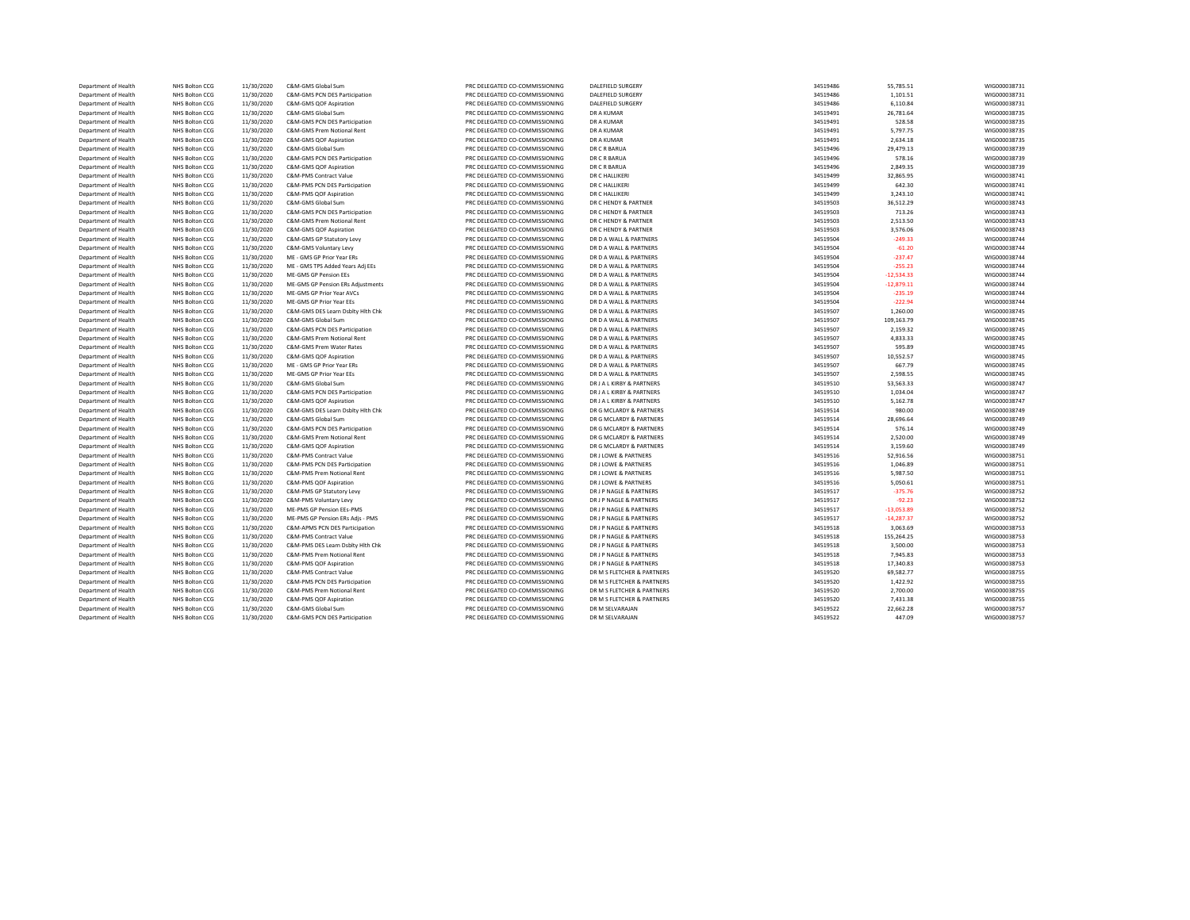| | | | | | | | | |
|---|---|---|---|---|---|---|---|---|
| Department of Health | NHS Bolton CCG | 11/30/2020 | C&M-GMS Global Sum | PRC DELEGATED CO-COMMISSIONING | DALEFIELD SURGERY | 34519486 | 55,785.51 | WIG000038731 |
| Department of Health | NHS Bolton CCG | 11/30/2020 | C&M-GMS PCN DES Participation | PRC DELEGATED CO-COMMISSIONING | DALEFIELD SURGERY | 34519486 | 1,101.51 | WIG000038731 |
| Department of Health | NHS Bolton CCG | 11/30/2020 | C&M-GMS QOF Aspiration | PRC DELEGATED CO-COMMISSIONING | DALEFIELD SURGERY | 34519486 | 6,110.84 | WIG000038731 |
| Department of Health | NHS Bolton CCG | 11/30/2020 | C&M-GMS Global Sum | PRC DELEGATED CO-COMMISSIONING | DR A KUMAR | 34519491 | 26,781.64 | WIG000038735 |
| Department of Health | NHS Bolton CCG | 11/30/2020 | C&M-GMS PCN DES Participation | PRC DELEGATED CO-COMMISSIONING | DR A KUMAR | 34519491 | 528.58 | WIG000038735 |
| Department of Health | NHS Bolton CCG | 11/30/2020 | C&M-GMS Prem Notional Rent | PRC DELEGATED CO-COMMISSIONING | DR A KUMAR | 34519491 | 5,797.75 | WIG000038735 |
| Department of Health | NHS Bolton CCG | 11/30/2020 | C&M-GMS QOF Aspiration | PRC DELEGATED CO-COMMISSIONING | DR A KUMAR | 34519491 | 2,634.18 | WIG000038735 |
| Department of Health | NHS Bolton CCG | 11/30/2020 | C&M-GMS Global Sum | PRC DELEGATED CO-COMMISSIONING | DR C R BARUA | 34519496 | 29,479.13 | WIG000038739 |
| Department of Health | NHS Bolton CCG | 11/30/2020 | C&M-GMS PCN DES Participation | PRC DELEGATED CO-COMMISSIONING | DR C R BARUA | 34519496 | 578.16 | WIG000038739 |
| Department of Health | NHS Bolton CCG | 11/30/2020 | C&M-GMS QOF Aspiration | PRC DELEGATED CO-COMMISSIONING | DR C R BARUA | 34519496 | 2,849.35 | WIG000038739 |
| Department of Health | NHS Bolton CCG | 11/30/2020 | C&M-PMS Contract Value | PRC DELEGATED CO-COMMISSIONING | DR C HALLIKERI | 34519499 | 32,865.95 | WIG000038741 |
| Department of Health | NHS Bolton CCG | 11/30/2020 | C&M-PMS PCN DES Participation | PRC DELEGATED CO-COMMISSIONING | DR C HALLIKERI | 34519499 | 642.30 | WIG000038741 |
| Department of Health | NHS Bolton CCG | 11/30/2020 | C&M-PMS QOF Aspiration | PRC DELEGATED CO-COMMISSIONING | DR C HALLIKERI | 34519499 | 3,243.10 | WIG000038741 |
| Department of Health | NHS Bolton CCG | 11/30/2020 | C&M-GMS Global Sum | PRC DELEGATED CO-COMMISSIONING | DR C HENDY & PARTNER | 34519503 | 36,512.29 | WIG000038743 |
| Department of Health | NHS Bolton CCG | 11/30/2020 | C&M-GMS PCN DES Participation | PRC DELEGATED CO-COMMISSIONING | DR C HENDY & PARTNER | 34519503 | 713.26 | WIG000038743 |
| Department of Health | NHS Bolton CCG | 11/30/2020 | C&M-GMS Prem Notional Rent | PRC DELEGATED CO-COMMISSIONING | DR C HENDY & PARTNER | 34519503 | 2,513.50 | WIG000038743 |
| Department of Health | NHS Bolton CCG | 11/30/2020 | C&M-GMS QOF Aspiration | PRC DELEGATED CO-COMMISSIONING | DR C HENDY & PARTNER | 34519503 | 3,576.06 | WIG000038743 |
| Department of Health | NHS Bolton CCG | 11/30/2020 | C&M-GMS GP Statutory Levy | PRC DELEGATED CO-COMMISSIONING | DR D A WALL & PARTNERS | 34519504 | -249.33 | WIG000038744 |
| Department of Health | NHS Bolton CCG | 11/30/2020 | C&M-GMS Voluntary Levy | PRC DELEGATED CO-COMMISSIONING | DR D A WALL & PARTNERS | 34519504 | -61.20 | WIG000038744 |
| Department of Health | NHS Bolton CCG | 11/30/2020 | ME - GMS GP Prior Year ERs | PRC DELEGATED CO-COMMISSIONING | DR D A WALL & PARTNERS | 34519504 | -237.47 | WIG000038744 |
| Department of Health | NHS Bolton CCG | 11/30/2020 | ME - GMS TPS Added Years Adj EEs | PRC DELEGATED CO-COMMISSIONING | DR D A WALL & PARTNERS | 34519504 | -255.23 | WIG000038744 |
| Department of Health | NHS Bolton CCG | 11/30/2020 | ME-GMS GP Pension EEs | PRC DELEGATED CO-COMMISSIONING | DR D A WALL & PARTNERS | 34519504 | -12,534.33 | WIG000038744 |
| Department of Health | NHS Bolton CCG | 11/30/2020 | ME-GMS GP Pension ERs Adjustments | PRC DELEGATED CO-COMMISSIONING | DR D A WALL & PARTNERS | 34519504 | -12,879.11 | WIG000038744 |
| Department of Health | NHS Bolton CCG | 11/30/2020 | ME-GMS GP Prior Year AVCs | PRC DELEGATED CO-COMMISSIONING | DR D A WALL & PARTNERS | 34519504 | -235.19 | WIG000038744 |
| Department of Health | NHS Bolton CCG | 11/30/2020 | ME-GMS GP Prior Year EEs | PRC DELEGATED CO-COMMISSIONING | DR D A WALL & PARTNERS | 34519504 | -222.94 | WIG000038744 |
| Department of Health | NHS Bolton CCG | 11/30/2020 | C&M-GMS DES Learn Dsblty Hlth Chk | PRC DELEGATED CO-COMMISSIONING | DR D A WALL & PARTNERS | 34519507 | 1,260.00 | WIG000038745 |
| Department of Health | NHS Bolton CCG | 11/30/2020 | C&M-GMS Global Sum | PRC DELEGATED CO-COMMISSIONING | DR D A WALL & PARTNERS | 34519507 | 109,163.79 | WIG000038745 |
| Department of Health | NHS Bolton CCG | 11/30/2020 | C&M-GMS PCN DES Participation | PRC DELEGATED CO-COMMISSIONING | DR D A WALL & PARTNERS | 34519507 | 2,159.32 | WIG000038745 |
| Department of Health | NHS Bolton CCG | 11/30/2020 | C&M-GMS Prem Notional Rent | PRC DELEGATED CO-COMMISSIONING | DR D A WALL & PARTNERS | 34519507 | 4,833.33 | WIG000038745 |
| Department of Health | NHS Bolton CCG | 11/30/2020 | C&M-GMS Prem Water Rates | PRC DELEGATED CO-COMMISSIONING | DR D A WALL & PARTNERS | 34519507 | 595.89 | WIG000038745 |
| Department of Health | NHS Bolton CCG | 11/30/2020 | C&M-GMS QOF Aspiration | PRC DELEGATED CO-COMMISSIONING | DR D A WALL & PARTNERS | 34519507 | 10,552.57 | WIG000038745 |
| Department of Health | NHS Bolton CCG | 11/30/2020 | ME - GMS GP Prior Year ERs | PRC DELEGATED CO-COMMISSIONING | DR D A WALL & PARTNERS | 34519507 | 667.79 | WIG000038745 |
| Department of Health | NHS Bolton CCG | 11/30/2020 | ME-GMS GP Prior Year EEs | PRC DELEGATED CO-COMMISSIONING | DR D A WALL & PARTNERS | 34519507 | 2,598.55 | WIG000038745 |
| Department of Health | NHS Bolton CCG | 11/30/2020 | C&M-GMS Global Sum | PRC DELEGATED CO-COMMISSIONING | DR J A L KIRBY & PARTNERS | 34519510 | 53,563.33 | WIG000038747 |
| Department of Health | NHS Bolton CCG | 11/30/2020 | C&M-GMS PCN DES Participation | PRC DELEGATED CO-COMMISSIONING | DR J A L KIRBY & PARTNERS | 34519510 | 1,034.04 | WIG000038747 |
| Department of Health | NHS Bolton CCG | 11/30/2020 | C&M-GMS QOF Aspiration | PRC DELEGATED CO-COMMISSIONING | DR J A L KIRBY & PARTNERS | 34519510 | 5,162.78 | WIG000038747 |
| Department of Health | NHS Bolton CCG | 11/30/2020 | C&M-GMS DES Learn Dsblty Hlth Chk | PRC DELEGATED CO-COMMISSIONING | DR G MCLARDY & PARTNERS | 34519514 | 980.00 | WIG000038749 |
| Department of Health | NHS Bolton CCG | 11/30/2020 | C&M-GMS Global Sum | PRC DELEGATED CO-COMMISSIONING | DR G MCLARDY & PARTNERS | 34519514 | 28,696.64 | WIG000038749 |
| Department of Health | NHS Bolton CCG | 11/30/2020 | C&M-GMS PCN DES Participation | PRC DELEGATED CO-COMMISSIONING | DR G MCLARDY & PARTNERS | 34519514 | 576.14 | WIG000038749 |
| Department of Health | NHS Bolton CCG | 11/30/2020 | C&M-GMS Prem Notional Rent | PRC DELEGATED CO-COMMISSIONING | DR G MCLARDY & PARTNERS | 34519514 | 2,520.00 | WIG000038749 |
| Department of Health | NHS Bolton CCG | 11/30/2020 | C&M-GMS QOF Aspiration | PRC DELEGATED CO-COMMISSIONING | DR G MCLARDY & PARTNERS | 34519514 | 3,159.60 | WIG000038749 |
| Department of Health | NHS Bolton CCG | 11/30/2020 | C&M-PMS Contract Value | PRC DELEGATED CO-COMMISSIONING | DR J LOWE & PARTNERS | 34519516 | 52,916.56 | WIG000038751 |
| Department of Health | NHS Bolton CCG | 11/30/2020 | C&M-PMS PCN DES Participation | PRC DELEGATED CO-COMMISSIONING | DR J LOWE & PARTNERS | 34519516 | 1,046.89 | WIG000038751 |
| Department of Health | NHS Bolton CCG | 11/30/2020 | C&M-PMS Prem Notional Rent | PRC DELEGATED CO-COMMISSIONING | DR J LOWE & PARTNERS | 34519516 | 5,987.50 | WIG000038751 |
| Department of Health | NHS Bolton CCG | 11/30/2020 | C&M-PMS QOF Aspiration | PRC DELEGATED CO-COMMISSIONING | DR J LOWE & PARTNERS | 34519516 | 5,050.61 | WIG000038751 |
| Department of Health | NHS Bolton CCG | 11/30/2020 | C&M-PMS GP Statutory Levy | PRC DELEGATED CO-COMMISSIONING | DR J P NAGLE & PARTNERS | 34519517 | -375.76 | WIG000038752 |
| Department of Health | NHS Bolton CCG | 11/30/2020 | C&M-PMS Voluntary Levy | PRC DELEGATED CO-COMMISSIONING | DR J P NAGLE & PARTNERS | 34519517 | -92.23 | WIG000038752 |
| Department of Health | NHS Bolton CCG | 11/30/2020 | ME-PMS GP Pension EEs-PMS | PRC DELEGATED CO-COMMISSIONING | DR J P NAGLE & PARTNERS | 34519517 | -13,053.89 | WIG000038752 |
| Department of Health | NHS Bolton CCG | 11/30/2020 | ME-PMS GP Pension ERs Adjs - PMS | PRC DELEGATED CO-COMMISSIONING | DR J P NAGLE & PARTNERS | 34519517 | -14,287.37 | WIG000038752 |
| Department of Health | NHS Bolton CCG | 11/30/2020 | C&M-APMS PCN DES Participation | PRC DELEGATED CO-COMMISSIONING | DR J P NAGLE & PARTNERS | 34519518 | 3,063.69 | WIG000038753 |
| Department of Health | NHS Bolton CCG | 11/30/2020 | C&M-PMS Contract Value | PRC DELEGATED CO-COMMISSIONING | DR J P NAGLE & PARTNERS | 34519518 | 155,264.25 | WIG000038753 |
| Department of Health | NHS Bolton CCG | 11/30/2020 | C&M-PMS DES Learn Dsblty Hlth Chk | PRC DELEGATED CO-COMMISSIONING | DR J P NAGLE & PARTNERS | 34519518 | 3,500.00 | WIG000038753 |
| Department of Health | NHS Bolton CCG | 11/30/2020 | C&M-PMS Prem Notional Rent | PRC DELEGATED CO-COMMISSIONING | DR J P NAGLE & PARTNERS | 34519518 | 7,945.83 | WIG000038753 |
| Department of Health | NHS Bolton CCG | 11/30/2020 | C&M-PMS QOF Aspiration | PRC DELEGATED CO-COMMISSIONING | DR J P NAGLE & PARTNERS | 34519518 | 17,340.83 | WIG000038753 |
| Department of Health | NHS Bolton CCG | 11/30/2020 | C&M-PMS Contract Value | PRC DELEGATED CO-COMMISSIONING | DR M S FLETCHER & PARTNERS | 34519520 | 69,582.77 | WIG000038755 |
| Department of Health | NHS Bolton CCG | 11/30/2020 | C&M-PMS PCN DES Participation | PRC DELEGATED CO-COMMISSIONING | DR M S FLETCHER & PARTNERS | 34519520 | 1,422.92 | WIG000038755 |
| Department of Health | NHS Bolton CCG | 11/30/2020 | C&M-PMS Prem Notional Rent | PRC DELEGATED CO-COMMISSIONING | DR M S FLETCHER & PARTNERS | 34519520 | 2,700.00 | WIG000038755 |
| Department of Health | NHS Bolton CCG | 11/30/2020 | C&M-PMS QOF Aspiration | PRC DELEGATED CO-COMMISSIONING | DR M S FLETCHER & PARTNERS | 34519520 | 7,431.38 | WIG000038755 |
| Department of Health | NHS Bolton CCG | 11/30/2020 | C&M-GMS Global Sum | PRC DELEGATED CO-COMMISSIONING | DR M SELVARAJAN | 34519522 | 22,662.28 | WIG000038757 |
| Department of Health | NHS Bolton CCG | 11/30/2020 | C&M-GMS PCN DES Participation | PRC DELEGATED CO-COMMISSIONING | DR M SELVARAJAN | 34519522 | 447.09 | WIG000038757 |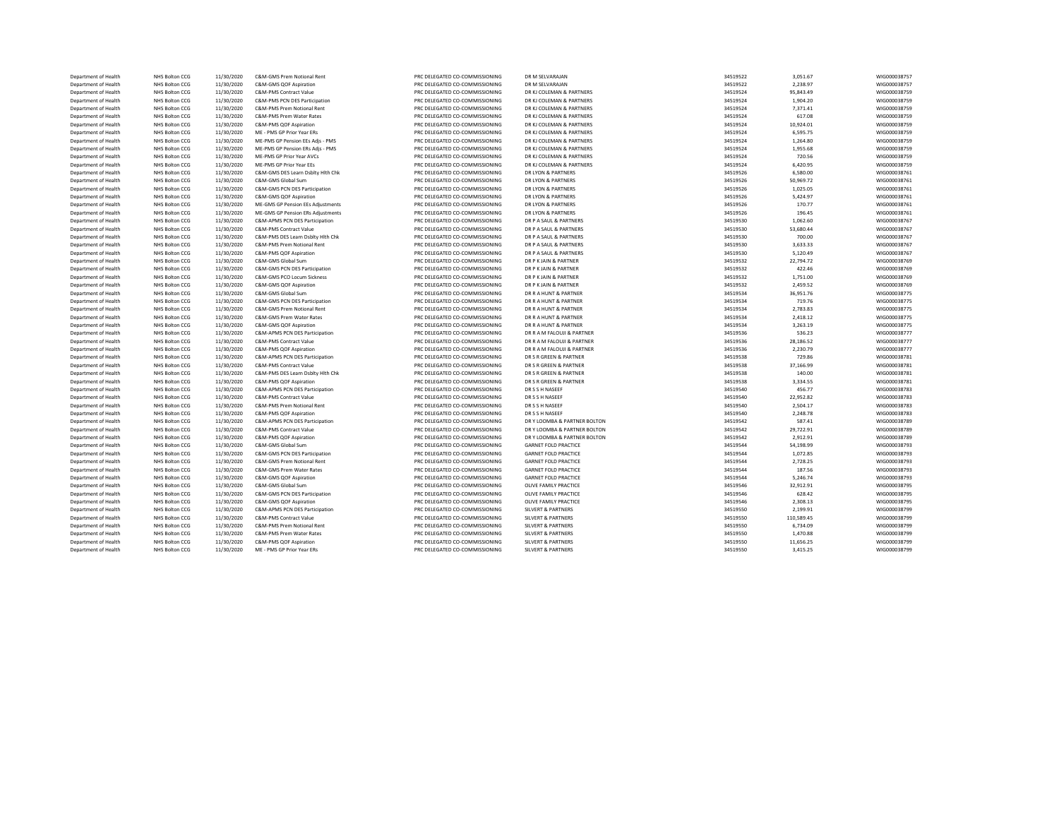| | | | | | | | | |
|---|---|---|---|---|---|---|---|---|
| Department of Health | NHS Bolton CCG | 11/30/2020 | C&M-GMS Prem Notional Rent | PRC DELEGATED CO-COMMISSIONING | DR M SELVARAJAN | 34519522 | 3,051.67 | WIG000038757 |
| Department of Health | NHS Bolton CCG | 11/30/2020 | C&M-GMS QOF Aspiration | PRC DELEGATED CO-COMMISSIONING | DR M SELVARAJAN | 34519522 | 2,238.97 | WIG000038757 |
| Department of Health | NHS Bolton CCG | 11/30/2020 | C&M-PMS Contract Value | PRC DELEGATED CO-COMMISSIONING | DR KJ COLEMAN & PARTNERS | 34519524 | 95,843.49 | WIG000038759 |
| Department of Health | NHS Bolton CCG | 11/30/2020 | C&M-PMS PCN DES Participation | PRC DELEGATED CO-COMMISSIONING | DR KJ COLEMAN & PARTNERS | 34519524 | 1,904.20 | WIG000038759 |
| Department of Health | NHS Bolton CCG | 11/30/2020 | C&M-PMS Prem Notional Rent | PRC DELEGATED CO-COMMISSIONING | DR KJ COLEMAN & PARTNERS | 34519524 | 7,371.41 | WIG000038759 |
| Department of Health | NHS Bolton CCG | 11/30/2020 | C&M-PMS Prem Water Rates | PRC DELEGATED CO-COMMISSIONING | DR KJ COLEMAN & PARTNERS | 34519524 | 617.08 | WIG000038759 |
| Department of Health | NHS Bolton CCG | 11/30/2020 | C&M-PMS QOF Aspiration | PRC DELEGATED CO-COMMISSIONING | DR KJ COLEMAN & PARTNERS | 34519524 | 10,924.01 | WIG000038759 |
| Department of Health | NHS Bolton CCG | 11/30/2020 | ME - PMS GP Prior Year ERs | PRC DELEGATED CO-COMMISSIONING | DR KJ COLEMAN & PARTNERS | 34519524 | 6,595.75 | WIG000038759 |
| Department of Health | NHS Bolton CCG | 11/30/2020 | ME-PMS GP Pension EEs Adjs - PMS | PRC DELEGATED CO-COMMISSIONING | DR KJ COLEMAN & PARTNERS | 34519524 | 1,264.80 | WIG000038759 |
| Department of Health | NHS Bolton CCG | 11/30/2020 | ME-PMS GP Pension ERs Adjs - PMS | PRC DELEGATED CO-COMMISSIONING | DR KJ COLEMAN & PARTNERS | 34519524 | 1,955.68 | WIG000038759 |
| Department of Health | NHS Bolton CCG | 11/30/2020 | ME-PMS GP Prior Year AVCs | PRC DELEGATED CO-COMMISSIONING | DR KJ COLEMAN & PARTNERS | 34519524 | 720.56 | WIG000038759 |
| Department of Health | NHS Bolton CCG | 11/30/2020 | ME-PMS GP Prior Year EEs | PRC DELEGATED CO-COMMISSIONING | DR KJ COLEMAN & PARTNERS | 34519524 | 6,420.95 | WIG000038759 |
| Department of Health | NHS Bolton CCG | 11/30/2020 | C&M-GMS DES Learn Dsblty Hlth Chk | PRC DELEGATED CO-COMMISSIONING | DR LYON & PARTNERS | 34519526 | 6,580.00 | WIG000038761 |
| Department of Health | NHS Bolton CCG | 11/30/2020 | C&M-GMS Global Sum | PRC DELEGATED CO-COMMISSIONING | DR LYON & PARTNERS | 34519526 | 50,969.72 | WIG000038761 |
| Department of Health | NHS Bolton CCG | 11/30/2020 | C&M-GMS PCN DES Participation | PRC DELEGATED CO-COMMISSIONING | DR LYON & PARTNERS | 34519526 | 1,025.05 | WIG000038761 |
| Department of Health | NHS Bolton CCG | 11/30/2020 | C&M-GMS QOF Aspiration | PRC DELEGATED CO-COMMISSIONING | DR LYON & PARTNERS | 34519526 | 5,424.97 | WIG000038761 |
| Department of Health | NHS Bolton CCG | 11/30/2020 | ME-GMS GP Pension EEs Adjustments | PRC DELEGATED CO-COMMISSIONING | DR LYON & PARTNERS | 34519526 | 170.77 | WIG000038761 |
| Department of Health | NHS Bolton CCG | 11/30/2020 | ME-GMS GP Pension ERs Adjustments | PRC DELEGATED CO-COMMISSIONING | DR LYON & PARTNERS | 34519526 | 196.45 | WIG000038761 |
| Department of Health | NHS Bolton CCG | 11/30/2020 | C&M-APMS PCN DES Participation | PRC DELEGATED CO-COMMISSIONING | DR P A SAUL & PARTNERS | 34519530 | 1,062.60 | WIG000038767 |
| Department of Health | NHS Bolton CCG | 11/30/2020 | C&M-PMS Contract Value | PRC DELEGATED CO-COMMISSIONING | DR P A SAUL & PARTNERS | 34519530 | 53,680.44 | WIG000038767 |
| Department of Health | NHS Bolton CCG | 11/30/2020 | C&M-PMS DES Learn Dsblty Hlth Chk | PRC DELEGATED CO-COMMISSIONING | DR P A SAUL & PARTNERS | 34519530 | 700.00 | WIG000038767 |
| Department of Health | NHS Bolton CCG | 11/30/2020 | C&M-PMS Prem Notional Rent | PRC DELEGATED CO-COMMISSIONING | DR P A SAUL & PARTNERS | 34519530 | 3,633.33 | WIG000038767 |
| Department of Health | NHS Bolton CCG | 11/30/2020 | C&M-PMS QOF Aspiration | PRC DELEGATED CO-COMMISSIONING | DR P A SAUL & PARTNERS | 34519530 | 5,120.49 | WIG000038767 |
| Department of Health | NHS Bolton CCG | 11/30/2020 | C&M-GMS Global Sum | PRC DELEGATED CO-COMMISSIONING | DR P K JAIN & PARTNER | 34519532 | 22,794.72 | WIG000038769 |
| Department of Health | NHS Bolton CCG | 11/30/2020 | C&M-GMS PCN DES Participation | PRC DELEGATED CO-COMMISSIONING | DR P K JAIN & PARTNER | 34519532 | 422.46 | WIG000038769 |
| Department of Health | NHS Bolton CCG | 11/30/2020 | C&M-GMS PCO Locum Sickness | PRC DELEGATED CO-COMMISSIONING | DR P K JAIN & PARTNER | 34519532 | 1,751.00 | WIG000038769 |
| Department of Health | NHS Bolton CCG | 11/30/2020 | C&M-GMS QOF Aspiration | PRC DELEGATED CO-COMMISSIONING | DR P K JAIN & PARTNER | 34519532 | 2,459.52 | WIG000038769 |
| Department of Health | NHS Bolton CCG | 11/30/2020 | C&M-GMS Global Sum | PRC DELEGATED CO-COMMISSIONING | DR R A HUNT & PARTNER | 34519534 | 36,951.76 | WIG000038775 |
| Department of Health | NHS Bolton CCG | 11/30/2020 | C&M-GMS PCN DES Participation | PRC DELEGATED CO-COMMISSIONING | DR R A HUNT & PARTNER | 34519534 | 719.76 | WIG000038775 |
| Department of Health | NHS Bolton CCG | 11/30/2020 | C&M-GMS Prem Notional Rent | PRC DELEGATED CO-COMMISSIONING | DR R A HUNT & PARTNER | 34519534 | 2,783.83 | WIG000038775 |
| Department of Health | NHS Bolton CCG | 11/30/2020 | C&M-GMS Prem Water Rates | PRC DELEGATED CO-COMMISSIONING | DR R A HUNT & PARTNER | 34519534 | 2,418.12 | WIG000038775 |
| Department of Health | NHS Bolton CCG | 11/30/2020 | C&M-GMS QOF Aspiration | PRC DELEGATED CO-COMMISSIONING | DR R A HUNT & PARTNER | 34519534 | 3,263.19 | WIG000038775 |
| Department of Health | NHS Bolton CCG | 11/30/2020 | C&M-APMS PCN DES Participation | PRC DELEGATED CO-COMMISSIONING | DR R A M FALOUJI & PARTNER | 34519536 | 536.23 | WIG000038777 |
| Department of Health | NHS Bolton CCG | 11/30/2020 | C&M-PMS Contract Value | PRC DELEGATED CO-COMMISSIONING | DR R A M FALOUJI & PARTNER | 34519536 | 28,186.52 | WIG000038777 |
| Department of Health | NHS Bolton CCG | 11/30/2020 | C&M-PMS QOF Aspiration | PRC DELEGATED CO-COMMISSIONING | DR R A M FALOUJI & PARTNER | 34519536 | 2,230.79 | WIG000038777 |
| Department of Health | NHS Bolton CCG | 11/30/2020 | C&M-APMS PCN DES Participation | PRC DELEGATED CO-COMMISSIONING | DR S R GREEN & PARTNER | 34519538 | 729.86 | WIG000038781 |
| Department of Health | NHS Bolton CCG | 11/30/2020 | C&M-PMS Contract Value | PRC DELEGATED CO-COMMISSIONING | DR S R GREEN & PARTNER | 34519538 | 37,166.99 | WIG000038781 |
| Department of Health | NHS Bolton CCG | 11/30/2020 | C&M-PMS DES Learn Dsblty Hlth Chk | PRC DELEGATED CO-COMMISSIONING | DR S R GREEN & PARTNER | 34519538 | 140.00 | WIG000038781 |
| Department of Health | NHS Bolton CCG | 11/30/2020 | C&M-PMS QOF Aspiration | PRC DELEGATED CO-COMMISSIONING | DR S R GREEN & PARTNER | 34519538 | 3,334.55 | WIG000038781 |
| Department of Health | NHS Bolton CCG | 11/30/2020 | C&M-APMS PCN DES Participation | PRC DELEGATED CO-COMMISSIONING | DR S S H NASEEF | 34519540 | 456.77 | WIG000038783 |
| Department of Health | NHS Bolton CCG | 11/30/2020 | C&M-PMS Contract Value | PRC DELEGATED CO-COMMISSIONING | DR S S H NASEEF | 34519540 | 22,952.82 | WIG000038783 |
| Department of Health | NHS Bolton CCG | 11/30/2020 | C&M-PMS Prem Notional Rent | PRC DELEGATED CO-COMMISSIONING | DR S S H NASEEF | 34519540 | 2,504.17 | WIG000038783 |
| Department of Health | NHS Bolton CCG | 11/30/2020 | C&M-PMS QOF Aspiration | PRC DELEGATED CO-COMMISSIONING | DR S S H NASEEF | 34519540 | 2,248.78 | WIG000038783 |
| Department of Health | NHS Bolton CCG | 11/30/2020 | C&M-APMS PCN DES Participation | PRC DELEGATED CO-COMMISSIONING | DR Y LOOMBA & PARTNER BOLTON | 34519542 | 587.41 | WIG000038789 |
| Department of Health | NHS Bolton CCG | 11/30/2020 | C&M-PMS Contract Value | PRC DELEGATED CO-COMMISSIONING | DR Y LOOMBA & PARTNER BOLTON | 34519542 | 29,722.91 | WIG000038789 |
| Department of Health | NHS Bolton CCG | 11/30/2020 | C&M-PMS QOF Aspiration | PRC DELEGATED CO-COMMISSIONING | DR Y LOOMBA & PARTNER BOLTON | 34519542 | 2,912.91 | WIG000038789 |
| Department of Health | NHS Bolton CCG | 11/30/2020 | C&M-GMS Global Sum | PRC DELEGATED CO-COMMISSIONING | GARNET FOLD PRACTICE | 34519544 | 54,198.99 | WIG000038793 |
| Department of Health | NHS Bolton CCG | 11/30/2020 | C&M-GMS PCN DES Participation | PRC DELEGATED CO-COMMISSIONING | GARNET FOLD PRACTICE | 34519544 | 1,072.85 | WIG000038793 |
| Department of Health | NHS Bolton CCG | 11/30/2020 | C&M-GMS Prem Notional Rent | PRC DELEGATED CO-COMMISSIONING | GARNET FOLD PRACTICE | 34519544 | 2,728.25 | WIG000038793 |
| Department of Health | NHS Bolton CCG | 11/30/2020 | C&M-GMS Prem Water Rates | PRC DELEGATED CO-COMMISSIONING | GARNET FOLD PRACTICE | 34519544 | 187.56 | WIG000038793 |
| Department of Health | NHS Bolton CCG | 11/30/2020 | C&M-GMS QOF Aspiration | PRC DELEGATED CO-COMMISSIONING | GARNET FOLD PRACTICE | 34519544 | 5,246.74 | WIG000038793 |
| Department of Health | NHS Bolton CCG | 11/30/2020 | C&M-GMS Global Sum | PRC DELEGATED CO-COMMISSIONING | OLIVE FAMILY PRACTICE | 34519546 | 32,912.91 | WIG000038795 |
| Department of Health | NHS Bolton CCG | 11/30/2020 | C&M-GMS PCN DES Participation | PRC DELEGATED CO-COMMISSIONING | OLIVE FAMILY PRACTICE | 34519546 | 628.42 | WIG000038795 |
| Department of Health | NHS Bolton CCG | 11/30/2020 | C&M-GMS QOF Aspiration | PRC DELEGATED CO-COMMISSIONING | OLIVE FAMILY PRACTICE | 34519546 | 2,308.13 | WIG000038795 |
| Department of Health | NHS Bolton CCG | 11/30/2020 | C&M-APMS PCN DES Participation | PRC DELEGATED CO-COMMISSIONING | SILVERT & PARTNERS | 34519550 | 2,199.91 | WIG000038799 |
| Department of Health | NHS Bolton CCG | 11/30/2020 | C&M-PMS Contract Value | PRC DELEGATED CO-COMMISSIONING | SILVERT & PARTNERS | 34519550 | 110,589.45 | WIG000038799 |
| Department of Health | NHS Bolton CCG | 11/30/2020 | C&M-PMS Prem Notional Rent | PRC DELEGATED CO-COMMISSIONING | SILVERT & PARTNERS | 34519550 | 6,734.09 | WIG000038799 |
| Department of Health | NHS Bolton CCG | 11/30/2020 | C&M-PMS Prem Water Rates | PRC DELEGATED CO-COMMISSIONING | SILVERT & PARTNERS | 34519550 | 1,470.88 | WIG000038799 |
| Department of Health | NHS Bolton CCG | 11/30/2020 | C&M-PMS QOF Aspiration | PRC DELEGATED CO-COMMISSIONING | SILVERT & PARTNERS | 34519550 | 11,656.25 | WIG000038799 |
| Department of Health | NHS Bolton CCG | 11/30/2020 | ME - PMS GP Prior Year ERs | PRC DELEGATED CO-COMMISSIONING | SILVERT & PARTNERS | 34519550 | 3,415.25 | WIG000038799 |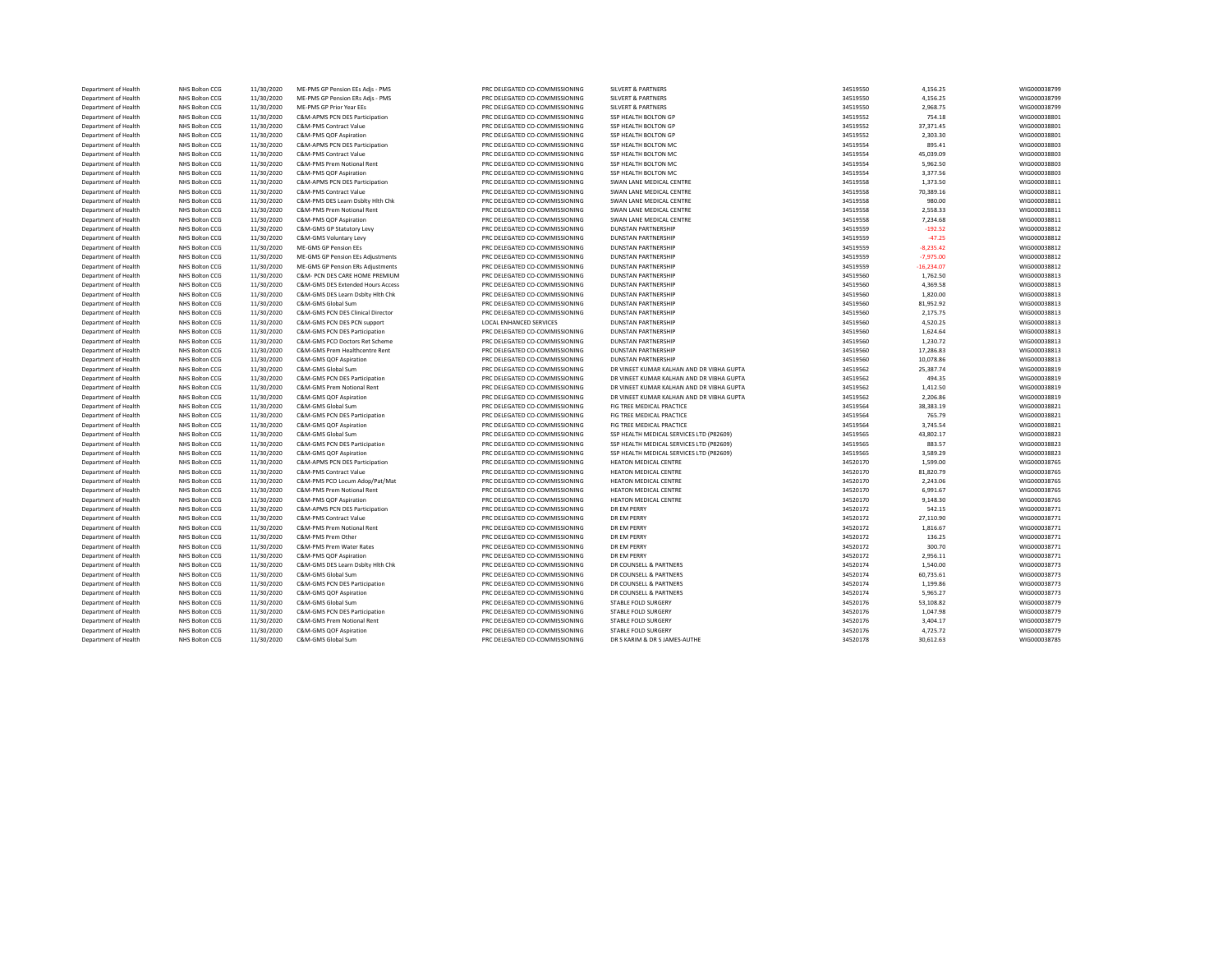| | | | | | | | | |
|---|---|---|---|---|---|---|---|---|
| Department of Health | NHS Bolton CCG | 11/30/2020 | ME-PMS GP Pension EEs Adjs - PMS | PRC DELEGATED CO-COMMISSIONING | SILVERT & PARTNERS | 34519550 | 4,156.25 | WIG000038799 |
| Department of Health | NHS Bolton CCG | 11/30/2020 | ME-PMS GP Pension ERs Adjs - PMS | PRC DELEGATED CO-COMMISSIONING | SILVERT & PARTNERS | 34519550 | 4,156.25 | WIG000038799 |
| Department of Health | NHS Bolton CCG | 11/30/2020 | ME-PMS GP Prior Year EEs | PRC DELEGATED CO-COMMISSIONING | SILVERT & PARTNERS | 34519550 | 2,968.75 | WIG000038799 |
| Department of Health | NHS Bolton CCG | 11/30/2020 | C&M-APMS PCN DES Participation | PRC DELEGATED CO-COMMISSIONING | SSP HEALTH BOLTON GP | 34519552 | 754.18 | WIG000038801 |
| Department of Health | NHS Bolton CCG | 11/30/2020 | C&M-PMS Contract Value | PRC DELEGATED CO-COMMISSIONING | SSP HEALTH BOLTON GP | 34519552 | 37,371.45 | WIG000038801 |
| Department of Health | NHS Bolton CCG | 11/30/2020 | C&M-PMS QOF Aspiration | PRC DELEGATED CO-COMMISSIONING | SSP HEALTH BOLTON GP | 34519552 | 2,303.30 | WIG000038801 |
| Department of Health | NHS Bolton CCG | 11/30/2020 | C&M-APMS PCN DES Participation | PRC DELEGATED CO-COMMISSIONING | SSP HEALTH BOLTON MC | 34519554 | 895.41 | WIG000038803 |
| Department of Health | NHS Bolton CCG | 11/30/2020 | C&M-PMS Contract Value | PRC DELEGATED CO-COMMISSIONING | SSP HEALTH BOLTON MC | 34519554 | 45,039.09 | WIG000038803 |
| Department of Health | NHS Bolton CCG | 11/30/2020 | C&M-PMS Prem Notional Rent | PRC DELEGATED CO-COMMISSIONING | SSP HEALTH BOLTON MC | 34519554 | 5,962.50 | WIG000038803 |
| Department of Health | NHS Bolton CCG | 11/30/2020 | C&M-PMS QOF Aspiration | PRC DELEGATED CO-COMMISSIONING | SSP HEALTH BOLTON MC | 34519554 | 3,377.56 | WIG000038803 |
| Department of Health | NHS Bolton CCG | 11/30/2020 | C&M-APMS PCN DES Participation | PRC DELEGATED CO-COMMISSIONING | SWAN LANE MEDICAL CENTRE | 34519558 | 1,373.50 | WIG000038811 |
| Department of Health | NHS Bolton CCG | 11/30/2020 | C&M-PMS Contract Value | PRC DELEGATED CO-COMMISSIONING | SWAN LANE MEDICAL CENTRE | 34519558 | 70,389.16 | WIG000038811 |
| Department of Health | NHS Bolton CCG | 11/30/2020 | C&M-PMS DES Learn Dsblty Hlth Chk | PRC DELEGATED CO-COMMISSIONING | SWAN LANE MEDICAL CENTRE | 34519558 | 980.00 | WIG000038811 |
| Department of Health | NHS Bolton CCG | 11/30/2020 | C&M-PMS Prem Notional Rent | PRC DELEGATED CO-COMMISSIONING | SWAN LANE MEDICAL CENTRE | 34519558 | 2,558.33 | WIG000038811 |
| Department of Health | NHS Bolton CCG | 11/30/2020 | C&M-PMS QOF Aspiration | PRC DELEGATED CO-COMMISSIONING | SWAN LANE MEDICAL CENTRE | 34519558 | 7,234.68 | WIG000038811 |
| Department of Health | NHS Bolton CCG | 11/30/2020 | C&M-GMS GP Statutory Levy | PRC DELEGATED CO-COMMISSIONING | DUNSTAN PARTNERSHIP | 34519559 | -192.52 | WIG000038812 |
| Department of Health | NHS Bolton CCG | 11/30/2020 | C&M-GMS Voluntary Levy | PRC DELEGATED CO-COMMISSIONING | DUNSTAN PARTNERSHIP | 34519559 | -47.25 | WIG000038812 |
| Department of Health | NHS Bolton CCG | 11/30/2020 | ME-GMS GP Pension EEs | PRC DELEGATED CO-COMMISSIONING | DUNSTAN PARTNERSHIP | 34519559 | -8,235.42 | WIG000038812 |
| Department of Health | NHS Bolton CCG | 11/30/2020 | ME-GMS GP Pension EEs Adjustments | PRC DELEGATED CO-COMMISSIONING | DUNSTAN PARTNERSHIP | 34519559 | -7,975.00 | WIG000038812 |
| Department of Health | NHS Bolton CCG | 11/30/2020 | ME-GMS GP Pension ERs Adjustments | PRC DELEGATED CO-COMMISSIONING | DUNSTAN PARTNERSHIP | 34519559 | -16,234.07 | WIG000038812 |
| Department of Health | NHS Bolton CCG | 11/30/2020 | C&M- PCN DES CARE HOME PREMIUM | PRC DELEGATED CO-COMMISSIONING | DUNSTAN PARTNERSHIP | 34519560 | 1,762.50 | WIG000038813 |
| Department of Health | NHS Bolton CCG | 11/30/2020 | C&M-GMS DES Extended Hours Access | PRC DELEGATED CO-COMMISSIONING | DUNSTAN PARTNERSHIP | 34519560 | 4,369.58 | WIG000038813 |
| Department of Health | NHS Bolton CCG | 11/30/2020 | C&M-GMS DES Learn Dsblty Hlth Chk | PRC DELEGATED CO-COMMISSIONING | DUNSTAN PARTNERSHIP | 34519560 | 1,820.00 | WIG000038813 |
| Department of Health | NHS Bolton CCG | 11/30/2020 | C&M-GMS Global Sum | PRC DELEGATED CO-COMMISSIONING | DUNSTAN PARTNERSHIP | 34519560 | 81,952.92 | WIG000038813 |
| Department of Health | NHS Bolton CCG | 11/30/2020 | C&M-GMS PCN DES Clinical Director | PRC DELEGATED CO-COMMISSIONING | DUNSTAN PARTNERSHIP | 34519560 | 2,175.75 | WIG000038813 |
| Department of Health | NHS Bolton CCG | 11/30/2020 | C&M-GMS PCN DES PCN support | LOCAL ENHANCED SERVICES | DUNSTAN PARTNERSHIP | 34519560 | 4,520.25 | WIG000038813 |
| Department of Health | NHS Bolton CCG | 11/30/2020 | C&M-GMS PCN DES Participation | PRC DELEGATED CO-COMMISSIONING | DUNSTAN PARTNERSHIP | 34519560 | 1,624.64 | WIG000038813 |
| Department of Health | NHS Bolton CCG | 11/30/2020 | C&M-GMS PCO Doctors Ret Scheme | PRC DELEGATED CO-COMMISSIONING | DUNSTAN PARTNERSHIP | 34519560 | 1,230.72 | WIG000038813 |
| Department of Health | NHS Bolton CCG | 11/30/2020 | C&M-GMS Prem Healthcentre Rent | PRC DELEGATED CO-COMMISSIONING | DUNSTAN PARTNERSHIP | 34519560 | 17,286.83 | WIG000038813 |
| Department of Health | NHS Bolton CCG | 11/30/2020 | C&M-GMS QOF Aspiration | PRC DELEGATED CO-COMMISSIONING | DUNSTAN PARTNERSHIP | 34519560 | 10,078.86 | WIG000038813 |
| Department of Health | NHS Bolton CCG | 11/30/2020 | C&M-GMS Global Sum | PRC DELEGATED CO-COMMISSIONING | DR VINEET KUMAR KALHAN AND DR VIBHA GUPTA | 34519562 | 25,387.74 | WIG000038819 |
| Department of Health | NHS Bolton CCG | 11/30/2020 | C&M-GMS PCN DES Participation | PRC DELEGATED CO-COMMISSIONING | DR VINEET KUMAR KALHAN AND DR VIBHA GUPTA | 34519562 | 494.35 | WIG000038819 |
| Department of Health | NHS Bolton CCG | 11/30/2020 | C&M-GMS Prem Notional Rent | PRC DELEGATED CO-COMMISSIONING | DR VINEET KUMAR KALHAN AND DR VIBHA GUPTA | 34519562 | 1,412.50 | WIG000038819 |
| Department of Health | NHS Bolton CCG | 11/30/2020 | C&M-GMS QOF Aspiration | PRC DELEGATED CO-COMMISSIONING | DR VINEET KUMAR KALHAN AND DR VIBHA GUPTA | 34519562 | 2,206.86 | WIG000038819 |
| Department of Health | NHS Bolton CCG | 11/30/2020 | C&M-GMS Global Sum | PRC DELEGATED CO-COMMISSIONING | FIG TREE MEDICAL PRACTICE | 34519564 | 38,383.19 | WIG000038821 |
| Department of Health | NHS Bolton CCG | 11/30/2020 | C&M-GMS PCN DES Participation | PRC DELEGATED CO-COMMISSIONING | FIG TREE MEDICAL PRACTICE | 34519564 | 765.79 | WIG000038821 |
| Department of Health | NHS Bolton CCG | 11/30/2020 | C&M-GMS QOF Aspiration | PRC DELEGATED CO-COMMISSIONING | FIG TREE MEDICAL PRACTICE | 34519564 | 3,745.54 | WIG000038821 |
| Department of Health | NHS Bolton CCG | 11/30/2020 | C&M-GMS Global Sum | PRC DELEGATED CO-COMMISSIONING | SSP HEALTH MEDICAL SERVICES LTD (P82609) | 34519565 | 43,802.17 | WIG000038823 |
| Department of Health | NHS Bolton CCG | 11/30/2020 | C&M-GMS PCN DES Participation | PRC DELEGATED CO-COMMISSIONING | SSP HEALTH MEDICAL SERVICES LTD (P82609) | 34519565 | 883.57 | WIG000038823 |
| Department of Health | NHS Bolton CCG | 11/30/2020 | C&M-GMS QOF Aspiration | PRC DELEGATED CO-COMMISSIONING | SSP HEALTH MEDICAL SERVICES LTD (P82609) | 34519565 | 3,589.29 | WIG000038823 |
| Department of Health | NHS Bolton CCG | 11/30/2020 | C&M-APMS PCN DES Participation | PRC DELEGATED CO-COMMISSIONING | HEATON MEDICAL CENTRE | 34520170 | 1,599.00 | WIG000038765 |
| Department of Health | NHS Bolton CCG | 11/30/2020 | C&M-PMS Contract Value | PRC DELEGATED CO-COMMISSIONING | HEATON MEDICAL CENTRE | 34520170 | 81,820.79 | WIG000038765 |
| Department of Health | NHS Bolton CCG | 11/30/2020 | C&M-PMS PCO Locum Adop/Pat/Mat | PRC DELEGATED CO-COMMISSIONING | HEATON MEDICAL CENTRE | 34520170 | 2,243.06 | WIG000038765 |
| Department of Health | NHS Bolton CCG | 11/30/2020 | C&M-PMS Prem Notional Rent | PRC DELEGATED CO-COMMISSIONING | HEATON MEDICAL CENTRE | 34520170 | 6,991.67 | WIG000038765 |
| Department of Health | NHS Bolton CCG | 11/30/2020 | C&M-PMS QOF Aspiration | PRC DELEGATED CO-COMMISSIONING | HEATON MEDICAL CENTRE | 34520170 | 9,148.30 | WIG000038765 |
| Department of Health | NHS Bolton CCG | 11/30/2020 | C&M-APMS PCN DES Participation | PRC DELEGATED CO-COMMISSIONING | DR EM PERRY | 34520172 | 542.15 | WIG000038771 |
| Department of Health | NHS Bolton CCG | 11/30/2020 | C&M-PMS Contract Value | PRC DELEGATED CO-COMMISSIONING | DR EM PERRY | 34520172 | 27,110.90 | WIG000038771 |
| Department of Health | NHS Bolton CCG | 11/30/2020 | C&M-PMS Prem Notional Rent | PRC DELEGATED CO-COMMISSIONING | DR EM PERRY | 34520172 | 1,816.67 | WIG000038771 |
| Department of Health | NHS Bolton CCG | 11/30/2020 | C&M-PMS Prem Other | PRC DELEGATED CO-COMMISSIONING | DR EM PERRY | 34520172 | 136.25 | WIG000038771 |
| Department of Health | NHS Bolton CCG | 11/30/2020 | C&M-PMS Prem Water Rates | PRC DELEGATED CO-COMMISSIONING | DR EM PERRY | 34520172 | 300.70 | WIG000038771 |
| Department of Health | NHS Bolton CCG | 11/30/2020 | C&M-PMS QOF Aspiration | PRC DELEGATED CO-COMMISSIONING | DR EM PERRY | 34520172 | 2,956.11 | WIG000038771 |
| Department of Health | NHS Bolton CCG | 11/30/2020 | C&M-GMS DES Learn Dsblty Hlth Chk | PRC DELEGATED CO-COMMISSIONING | DR COUNSELL & PARTNERS | 34520174 | 1,540.00 | WIG000038773 |
| Department of Health | NHS Bolton CCG | 11/30/2020 | C&M-GMS Global Sum | PRC DELEGATED CO-COMMISSIONING | DR COUNSELL & PARTNERS | 34520174 | 60,735.61 | WIG000038773 |
| Department of Health | NHS Bolton CCG | 11/30/2020 | C&M-GMS PCN DES Participation | PRC DELEGATED CO-COMMISSIONING | DR COUNSELL & PARTNERS | 34520174 | 1,199.86 | WIG000038773 |
| Department of Health | NHS Bolton CCG | 11/30/2020 | C&M-GMS QOF Aspiration | PRC DELEGATED CO-COMMISSIONING | DR COUNSELL & PARTNERS | 34520174 | 5,965.27 | WIG000038773 |
| Department of Health | NHS Bolton CCG | 11/30/2020 | C&M-GMS Global Sum | PRC DELEGATED CO-COMMISSIONING | STABLE FOLD SURGERY | 34520176 | 53,108.82 | WIG000038779 |
| Department of Health | NHS Bolton CCG | 11/30/2020 | C&M-GMS PCN DES Participation | PRC DELEGATED CO-COMMISSIONING | STABLE FOLD SURGERY | 34520176 | 1,047.98 | WIG000038779 |
| Department of Health | NHS Bolton CCG | 11/30/2020 | C&M-GMS Prem Notional Rent | PRC DELEGATED CO-COMMISSIONING | STABLE FOLD SURGERY | 34520176 | 3,404.17 | WIG000038779 |
| Department of Health | NHS Bolton CCG | 11/30/2020 | C&M-GMS QOF Aspiration | PRC DELEGATED CO-COMMISSIONING | STABLE FOLD SURGERY | 34520176 | 4,725.72 | WIG000038779 |
| Department of Health | NHS Bolton CCG | 11/30/2020 | C&M-GMS Global Sum | PRC DELEGATED CO-COMMISSIONING | DR S KARIM & DR S JAMES-AUTHE | 34520178 | 30,612.63 | WIG000038785 |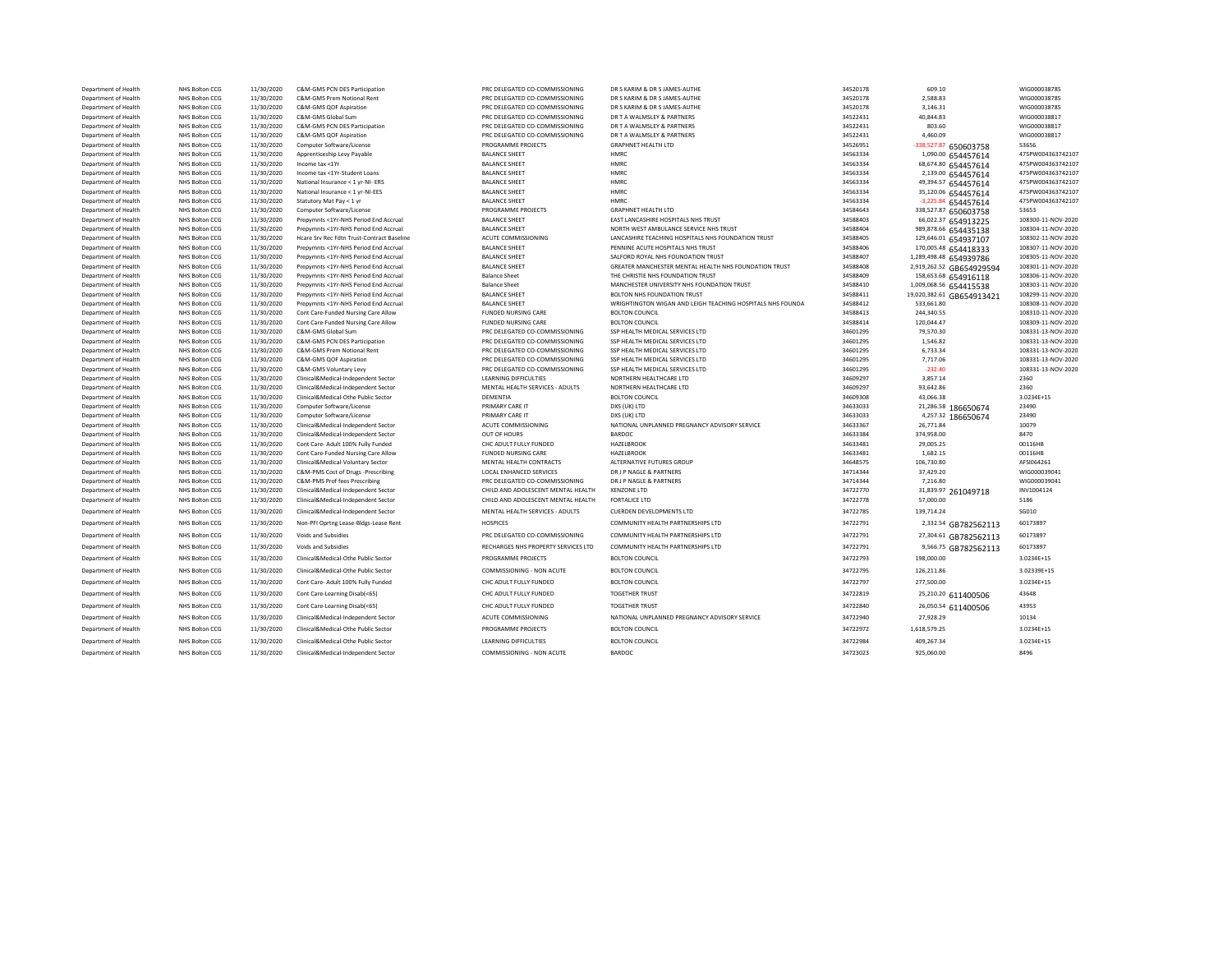| | | | | | | | | | |
|---|---|---|---|---|---|---|---|---|---|
| Department of Health | NHS Bolton CCG | 11/30/2020 | C&M-GMS PCN DES Participation | PRC DELEGATED CO-COMMISSIONING | DR S KARIM & DR S JAMES-AUTHE | 34520178 | 609.10 | | WIG000038785 |
| Department of Health | NHS Bolton CCG | 11/30/2020 | C&M-GMS Prem Notional Rent | PRC DELEGATED CO-COMMISSIONING | DR S KARIM & DR S JAMES-AUTHE | 34520178 | 2,588.83 | | WIG000038785 |
| Department of Health | NHS Bolton CCG | 11/30/2020 | C&M-GMS QOF Aspiration | PRC DELEGATED CO-COMMISSIONING | DR S KARIM & DR S JAMES-AUTHE | 34520178 | 3,146.31 | | WIG000038785 |
| Department of Health | NHS Bolton CCG | 11/30/2020 | C&M-GMS Global Sum | PRC DELEGATED CO-COMMISSIONING | DR T A WALMSLEY & PARTNERS | 34522431 | 40,844.83 | | WIG000038817 |
| Department of Health | NHS Bolton CCG | 11/30/2020 | C&M-GMS PCN DES Participation | PRC DELEGATED CO-COMMISSIONING | DR T A WALMSLEY & PARTNERS | 34522431 | 803.60 | | WIG000038817 |
| Department of Health | NHS Bolton CCG | 11/30/2020 | C&M-GMS QOF Aspiration | PRC DELEGATED CO-COMMISSIONING | DR T A WALMSLEY & PARTNERS | 34522431 | 4,460.09 | | WIG000038817 |
| Department of Health | NHS Bolton CCG | 11/30/2020 | Computer Software/License | PROGRAMME PROJECTS | GRAPHNET HEALTH LTD | 34526951 | -338,527.87 | 650603758 | 53656 |
| Department of Health | NHS Bolton CCG | 11/30/2020 | Apprenticeship Levy Payable | BALANCE SHEET | HMRC | 34563334 | 1,090.00 | 654457614 | 475PW004363742107 |
| Department of Health | NHS Bolton CCG | 11/30/2020 | Income tax <1Yr | BALANCE SHEET | HMRC | 34563334 | 68,674.80 | 654457614 | 475PW004363742107 |
| Department of Health | NHS Bolton CCG | 11/30/2020 | Income tax <1Yr-Student Loans | BALANCE SHEET | HMRC | 34563334 | 2,139.00 | 654457614 | 475PW004363742107 |
| Department of Health | NHS Bolton CCG | 11/30/2020 | National Insurance < 1 yr-NI- ERS | BALANCE SHEET | HMRC | 34563334 | 49,394.57 | 654457614 | 475PW004363742107 |
| Department of Health | NHS Bolton CCG | 11/30/2020 | National Insurance < 1 yr-NI-EES | BALANCE SHEET | HMRC | 34563334 | 35,120.06 | 654457614 | 475PW004363742107 |
| Department of Health | NHS Bolton CCG | 11/30/2020 | Statutory Mat Pay < 1 yr | BALANCE SHEET | HMRC | 34563334 | -3,225.84 | 654457614 | 475PW004363742107 |
| Department of Health | NHS Bolton CCG | 11/30/2020 | Computer Software/License | PROGRAMME PROJECTS | GRAPHNET HEALTH LTD | 34584643 | 338,527.87 | 650603758 | 53653 |
| Department of Health | NHS Bolton CCG | 11/30/2020 | Prepymnts <1Yr-NHS Period End Accrual | BALANCE SHEET | EAST LANCASHIRE HOSPITALS NHS TRUST | 34588403 | 66,022.37 | 654913225 | 108300-11-NOV-2020 |
| Department of Health | NHS Bolton CCG | 11/30/2020 | Prepymnts <1Yr-NHS Period End Accrual | BALANCE SHEET | NORTH WEST AMBULANCE SERVICE NHS TRUST | 34588404 | 989,878.66 | 654435138 | 108304-11-NOV-2020 |
| Department of Health | NHS Bolton CCG | 11/30/2020 | Hcare Srv Rec Fdtn Trust-Contract Baseline | ACUTE COMMISSIONING | LANCASHIRE TEACHING HOSPITALS NHS FOUNDATION TRUST | 34588405 | 129,646.01 | 654937107 | 108302-11-NOV-2020 |
| Department of Health | NHS Bolton CCG | 11/30/2020 | Prepymnts <1Yr-NHS Period End Accrual | BALANCE SHEET | PENNINE ACUTE HOSPITALS NHS TRUST | 34588406 | 170,005.48 | 654418333 | 108307-11-NOV-2020 |
| Department of Health | NHS Bolton CCG | 11/30/2020 | Prepymnts <1Yr-NHS Period End Accrual | BALANCE SHEET | SALFORD ROYAL NHS FOUNDATION TRUST | 34588407 | 1,289,498.48 | 654939786 | 108305-11-NOV-2020 |
| Department of Health | NHS Bolton CCG | 11/30/2020 | Prepymnts <1Yr-NHS Period End Accrual | BALANCE SHEET | GREATER MANCHESTER MENTAL HEALTH NHS FOUNDATION TRUST | 34588408 | 2,919,262.52 | GB654929594 | 108301-11-NOV-2020 |
| Department of Health | NHS Bolton CCG | 11/30/2020 | Prepymnts <1Yr-NHS Period End Accrual | Balance Sheet | THE CHRISTIE NHS FOUNDATION TRUST | 34588409 | 158,653.68 | 654916118 | 108306-11-NOV-2020 |
| Department of Health | NHS Bolton CCG | 11/30/2020 | Prepymnts <1Yr-NHS Period End Accrual | Balance Sheet | MANCHESTER UNIVERSITY NHS FOUNDATION TRUST | 34588410 | 1,009,068.56 | 654415538 | 108303-11-NOV-2020 |
| Department of Health | NHS Bolton CCG | 11/30/2020 | Prepymnts <1Yr-NHS Period End Accrual | BALANCE SHEET | BOLTON NHS FOUNDATION TRUST | 34588411 | 19,020,382.61 | GB654913421 | 108299-11-NOV-2020 |
| Department of Health | NHS Bolton CCG | 11/30/2020 | Prepymnts <1Yr-NHS Period End Accrual | BALANCE SHEET | WRIGHTINGTON WIGAN AND LEIGH TEACHING HOSPITALS NHS FOUNDA | 34588412 | 533,661.80 | | 108308-11-NOV-2020 |
| Department of Health | NHS Bolton CCG | 11/30/2020 | Cont Care-Funded Nursing Care Allow | FUNDED NURSING CARE | BOLTON COUNCIL | 34588413 | 244,340.55 | | 108310-11-NOV-2020 |
| Department of Health | NHS Bolton CCG | 11/30/2020 | Cont Care-Funded Nursing Care Allow | FUNDED NURSING CARE | BOLTON COUNCIL | 34588414 | 120,044.47 | | 108309-11-NOV-2020 |
| Department of Health | NHS Bolton CCG | 11/30/2020 | C&M-GMS Global Sum | PRC DELEGATED CO-COMMISSIONING | SSP HEALTH MEDICAL SERVICES LTD | 34601295 | 79,570.30 | | 108331-13-NOV-2020 |
| Department of Health | NHS Bolton CCG | 11/30/2020 | C&M-GMS PCN DES Participation | PRC DELEGATED CO-COMMISSIONING | SSP HEALTH MEDICAL SERVICES LTD | 34601295 | 1,546.82 | | 108331-13-NOV-2020 |
| Department of Health | NHS Bolton CCG | 11/30/2020 | C&M-GMS Prem Notional Rent | PRC DELEGATED CO-COMMISSIONING | SSP HEALTH MEDICAL SERVICES LTD | 34601295 | 6,733.34 | | 108331-13-NOV-2020 |
| Department of Health | NHS Bolton CCG | 11/30/2020 | C&M-GMS QOF Aspiration | PRC DELEGATED CO-COMMISSIONING | SSP HEALTH MEDICAL SERVICES LTD | 34601295 | 7,717.06 | | 108331-13-NOV-2020 |
| Department of Health | NHS Bolton CCG | 11/30/2020 | C&M-GMS Voluntary Levy | PRC DELEGATED CO-COMMISSIONING | SSP HEALTH MEDICAL SERVICES LTD | 34601295 | -232.40 | | 108331-13-NOV-2020 |
| Department of Health | NHS Bolton CCG | 11/30/2020 | Clinical&Medical-Independent Sector | LEARNING DIFFICULTIES | NORTHERN HEALTHCARE LTD | 34609297 | 3,857.14 | | 2360 |
| Department of Health | NHS Bolton CCG | 11/30/2020 | Clinical&Medical-Independent Sector | MENTAL HEALTH SERVICES - ADULTS | NORTHERN HEALTHCARE LTD | 34609297 | 93,642.86 | | 2360 |
| Department of Health | NHS Bolton CCG | 11/30/2020 | Clinical&Medical-Othe Public Sector | DEMENTIA | BOLTON COUNCIL | 34609308 | 43,066.38 | | 3.0234E+15 |
| Department of Health | NHS Bolton CCG | 11/30/2020 | Computer Software/License | PRIMARY CARE IT | DXS (UK) LTD | 34633033 | 21,286.58 | 186650674 | 23490 |
| Department of Health | NHS Bolton CCG | 11/30/2020 | Computer Software/License | PRIMARY CARE IT | DXS (UK) LTD | 34633033 | 4,257.32 | 186650674 | 23490 |
| Department of Health | NHS Bolton CCG | 11/30/2020 | Clinical&Medical-Independent Sector | ACUTE COMMISSIONING | NATIONAL UNPLANNED PREGNANCY ADVISORY SERVICE | 34633367 | 26,771.84 | | 10079 |
| Department of Health | NHS Bolton CCG | 11/30/2020 | Clinical&Medical-Independent Sector | OUT OF HOURS | BARDOC | 34633384 | 374,958.00 | | 8470 |
| Department of Health | NHS Bolton CCG | 11/30/2020 | Cont Care- Adult 100% Fully Funded | CHC ADULT FULLY FUNDED | HAZELBROOK | 34633481 | 29,005.25 | | 00116HB |
| Department of Health | NHS Bolton CCG | 11/30/2020 | Cont Care-Funded Nursing Care Allow | FUNDED NURSING CARE | HAZELBROOK | 34633481 | 1,682.15 | | 00116HB |
| Department of Health | NHS Bolton CCG | 11/30/2020 | Clinical&Medical-Voluntary Sector | MENTAL HEALTH CONTRACTS | ALTERNATIVE FUTURES GROUP | 34648575 | 106,730.80 | | AFSI064261 |
| Department of Health | NHS Bolton CCG | 11/30/2020 | C&M-PMS Cost of Drugs -Prescribing | LOCAL ENHANCED SERVICES | DR J P NAGLE & PARTNERS | 34714344 | 37,429.20 | | WIG000039041 |
| Department of Health | NHS Bolton CCG | 11/30/2020 | C&M-PMS Prof fees Prescribing | PRC DELEGATED CO-COMMISSIONING | DR J P NAGLE & PARTNERS | 34714344 | 7,216.80 | | WIG000039041 |
| Department of Health | NHS Bolton CCG | 11/30/2020 | Clinical&Medical-Independent Sector | CHILD AND ADOLESCENT MENTAL HEALTH | XENZONE LTD | 34722770 | 31,839.97 | 261049718 | INV1004124 |
| Department of Health | NHS Bolton CCG | 11/30/2020 | Clinical&Medical-Independent Sector | CHILD AND ADOLESCENT MENTAL HEALTH | FORTALICE LTD | 34722778 | 57,000.00 | | 5186 |
| Department of Health | NHS Bolton CCG | 11/30/2020 | Clinical&Medical-Independent Sector | MENTAL HEALTH SERVICES - ADULTS | CUERDEN DEVELOPMENTS LTD | 34722785 | 139,714.24 | | SG010 |
| Department of Health | NHS Bolton CCG | 11/30/2020 | Non-PFI Oprtng Lease-Bldgs-Lease Rent | HOSPICES | COMMUNITY HEALTH PARTNERSHIPS LTD | 34722791 | 2,332.54 | GB782562113 | 60173897 |
| Department of Health | NHS Bolton CCG | 11/30/2020 | Voids and Subsidies | PRC DELEGATED CO-COMMISSIONING | COMMUNITY HEALTH PARTNERSHIPS LTD | 34722791 | 27,304.61 | GB782562113 | 60173897 |
| Department of Health | NHS Bolton CCG | 11/30/2020 | Voids and Subsidies | RECHARGES NHS PROPERTY SERVICES LTD | COMMUNITY HEALTH PARTNERSHIPS LTD | 34722791 | 9,566.75 | GB782562113 | 60173897 |
| Department of Health | NHS Bolton CCG | 11/30/2020 | Clinical&Medical-Othe Public Sector | PROGRAMME PROJECTS | BOLTON COUNCIL | 34722793 | 198,000.00 | | 3.0234E+15 |
| Department of Health | NHS Bolton CCG | 11/30/2020 | Clinical&Medical-Othe Public Sector | COMMISSIONING - NON ACUTE | BOLTON COUNCIL | 34722795 | 126,211.86 | | 3.02339E+15 |
| Department of Health | NHS Bolton CCG | 11/30/2020 | Cont Care- Adult 100% Fully Funded | CHC ADULT FULLY FUNDED | BOLTON COUNCIL | 34722797 | 277,500.00 | | 3.0234E+15 |
| Department of Health | NHS Bolton CCG | 11/30/2020 | Cont Care-Learning Disab(<65) | CHC ADULT FULLY FUNDED | TOGETHER TRUST | 34722819 | 25,210.20 | 611400506 | 43648 |
| Department of Health | NHS Bolton CCG | 11/30/2020 | Cont Care-Learning Disab(<65) | CHC ADULT FULLY FUNDED | TOGETHER TRUST | 34722840 | 26,050.54 | 611400506 | 43953 |
| Department of Health | NHS Bolton CCG | 11/30/2020 | Clinical&Medical-Independent Sector | ACUTE COMMISSIONING | NATIONAL UNPLANNED PREGNANCY ADVISORY SERVICE | 34722940 | 27,928.29 | | 10134 |
| Department of Health | NHS Bolton CCG | 11/30/2020 | Clinical&Medical-Othe Public Sector | PROGRAMME PROJECTS | BOLTON COUNCIL | 34722972 | 1,618,579.25 | | 3.0234E+15 |
| Department of Health | NHS Bolton CCG | 11/30/2020 | Clinical&Medical-Othe Public Sector | LEARNING DIFFICULTIES | BOLTON COUNCIL | 34722984 | 409,267.34 | | 3.0234E+15 |
| Department of Health | NHS Bolton CCG | 11/30/2020 | Clinical&Medical-Independent Sector | COMMISSIONING - NON ACUTE | BARDOC | 34723023 | 925,060.00 | | 8496 |